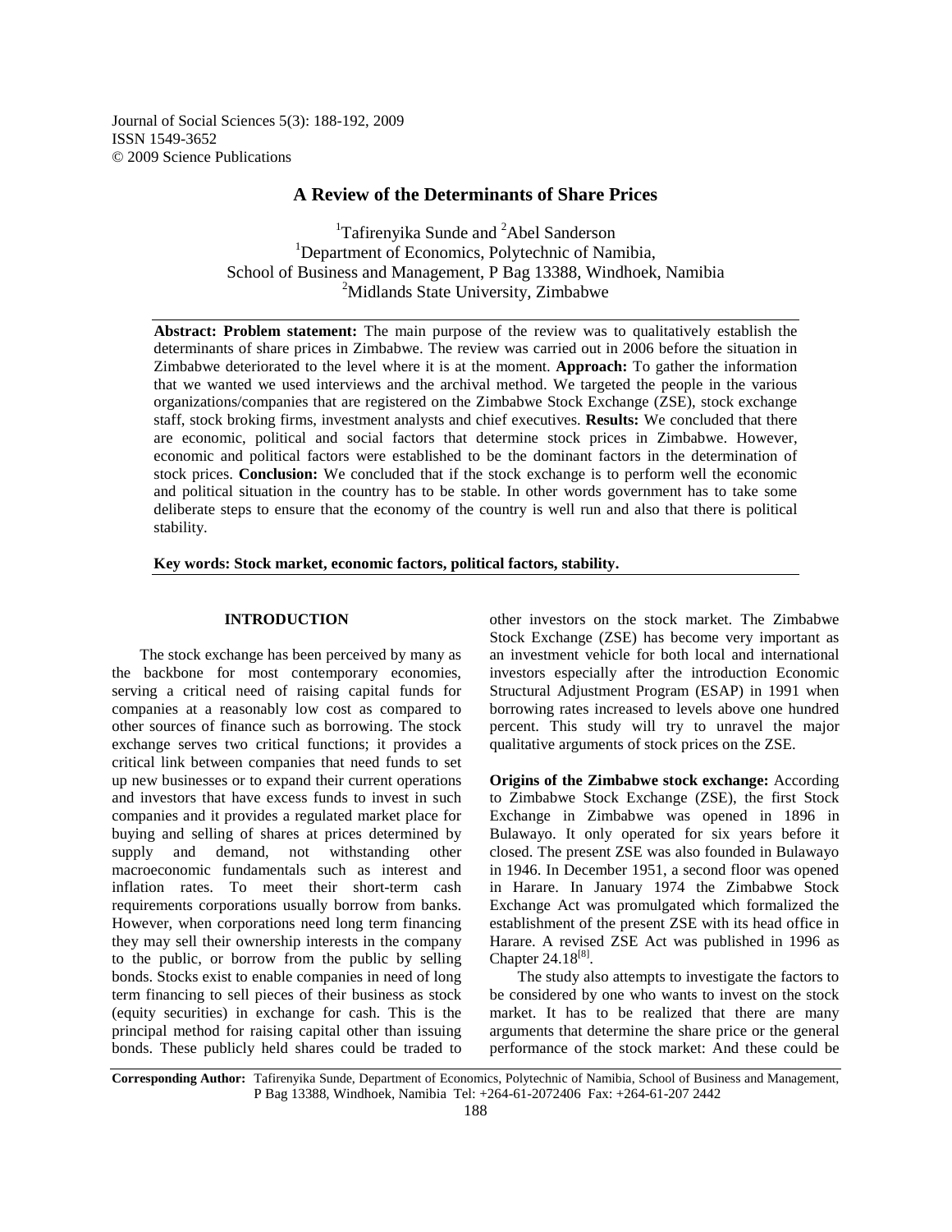Journal of Social Sciences 5(3): 188-192, 2009
ISSN 1549-3652
© 2009 Science Publications

# A Review of the Determinants of Share Prices

[1]Tafirenyika Sunde and [2]Abel Sanderson
[1]Department of Economics, Polytechnic of Namibia,
School of Business and Management, P Bag 13388, Windhoek, Namibia
[2]Midlands State University, Zimbabwe

**Abstract: Problem statement:** The main purpose of the review was to qualitatively establish the determinants of share prices in Zimbabwe. The review was carried out in 2006 before the situation in Zimbabwe deteriorated to the level where it is at the moment. **Approach:** To gather the information that we wanted we used interviews and the archival method. We targeted the people in the various organizations/companies that are registered on the Zimbabwe Stock Exchange (ZSE), stock exchange staff, stock broking firms, investment analysts and chief executives. **Results:** We concluded that there are economic, political and social factors that determine stock prices in Zimbabwe. However, economic and political factors were established to be the dominant factors in the determination of stock prices. **Conclusion:** We concluded that if the stock exchange is to perform well the economic and political situation in the country has to be stable. In other words government has to take some deliberate steps to ensure that the economy of the country is well run and also that there is political stability.

**Key words: Stock market, economic factors, political factors, stability.**

## INTRODUCTION

The stock exchange has been perceived by many as the backbone for most contemporary economies, serving a critical need of raising capital funds for companies at a reasonably low cost as compared to other sources of finance such as borrowing. The stock exchange serves two critical functions; it provides a critical link between companies that need funds to set up new businesses or to expand their current operations and investors that have excess funds to invest in such companies and it provides a regulated market place for buying and selling of shares at prices determined by supply and demand, not withstanding other macroeconomic fundamentals such as interest and inflation rates. To meet their short-term cash requirements corporations usually borrow from banks. However, when corporations need long term financing they may sell their ownership interests in the company to the public, or borrow from the public by selling bonds. Stocks exist to enable companies in need of long term financing to sell pieces of their business as stock (equity securities) in exchange for cash. This is the principal method for raising capital other than issuing bonds. These publicly held shares could be traded to other investors on the stock market. The Zimbabwe Stock Exchange (ZSE) has become very important as an investment vehicle for both local and international investors especially after the introduction Economic Structural Adjustment Program (ESAP) in 1991 when borrowing rates increased to levels above one hundred percent. This study will try to unravel the major qualitative arguments of stock prices on the ZSE.

**Origins of the Zimbabwe stock exchange:** According to Zimbabwe Stock Exchange (ZSE), the first Stock Exchange in Zimbabwe was opened in 1896 in Bulawayo. It only operated for six years before it closed. The present ZSE was also founded in Bulawayo in 1946. In December 1951, a second floor was opened in Harare. In January 1974 the Zimbabwe Stock Exchange Act was promulgated which formalized the establishment of the present ZSE with its head office in Harare. A revised ZSE Act was published in 1996 as Chapter 24.18[8].

The study also attempts to investigate the factors to be considered by one who wants to invest on the stock market. It has to be realized that there are many arguments that determine the share price or the general performance of the stock market: And these could be

**Corresponding Author:** Tafirenyika Sunde, Department of Economics, Polytechnic of Namibia, School of Business and Management, P Bag 13388, Windhoek, Namibia Tel: +264-61-2072406 Fax: +264-61-207 2442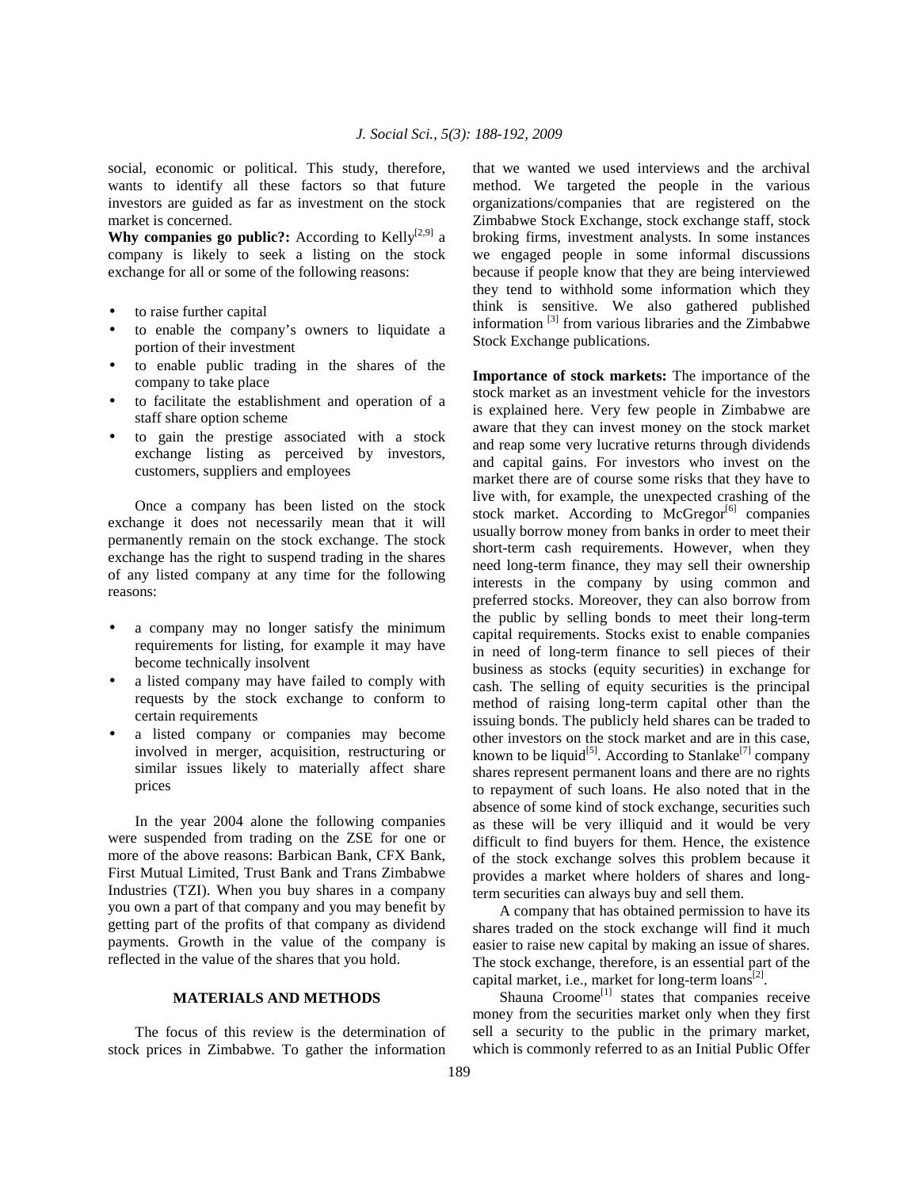social, economic or political. This study, therefore, wants to identify all these factors so that future investors are guided as far as investment on the stock market is concerned.

**Why companies go public?:** According to Kelly[2,9] a company is likely to seek a listing on the stock exchange for all or some of the following reasons:

- to raise further capital
- to enable the company's owners to liquidate a portion of their investment
- to enable public trading in the shares of the company to take place
- to facilitate the establishment and operation of a staff share option scheme
- to gain the prestige associated with a stock exchange listing as perceived by investors, customers, suppliers and employees

Once a company has been listed on the stock exchange it does not necessarily mean that it will permanently remain on the stock exchange. The stock exchange has the right to suspend trading in the shares of any listed company at any time for the following reasons:

- a company may no longer satisfy the minimum requirements for listing, for example it may have become technically insolvent
- a listed company may have failed to comply with requests by the stock exchange to conform to certain requirements
- a listed company or companies may become involved in merger, acquisition, restructuring or similar issues likely to materially affect share prices

In the year 2004 alone the following companies were suspended from trading on the ZSE for one or more of the above reasons: Barbican Bank, CFX Bank, First Mutual Limited, Trust Bank and Trans Zimbabwe Industries (TZI). When you buy shares in a company you own a part of that company and you may benefit by getting part of the profits of that company as dividend payments. Growth in the value of the company is reflected in the value of the shares that you hold.

## MATERIALS AND METHODS

The focus of this review is the determination of stock prices in Zimbabwe. To gather the information that we wanted we used interviews and the archival method. We targeted the people in the various organizations/companies that are registered on the Zimbabwe Stock Exchange, stock exchange staff, stock broking firms, investment analysts. In some instances we engaged people in some informal discussions because if people know that they are being interviewed they tend to withhold some information which they think is sensitive. We also gathered published information [3] from various libraries and the Zimbabwe Stock Exchange publications.

**Importance of stock markets:** The importance of the stock market as an investment vehicle for the investors is explained here. Very few people in Zimbabwe are aware that they can invest money on the stock market and reap some very lucrative returns through dividends and capital gains. For investors who invest on the market there are of course some risks that they have to live with, for example, the unexpected crashing of the stock market. According to McGregor[6] companies usually borrow money from banks in order to meet their short-term cash requirements. However, when they need long-term finance, they may sell their ownership interests in the company by using common and preferred stocks. Moreover, they can also borrow from the public by selling bonds to meet their long-term capital requirements. Stocks exist to enable companies in need of long-term finance to sell pieces of their business as stocks (equity securities) in exchange for cash. The selling of equity securities is the principal method of raising long-term capital other than the issuing bonds. The publicly held shares can be traded to other investors on the stock market and are in this case, known to be liquid[5]. According to Stanlake[7] company shares represent permanent loans and there are no rights to repayment of such loans. He also noted that in the absence of some kind of stock exchange, securities such as these will be very illiquid and it would be very difficult to find buyers for them. Hence, the existence of the stock exchange solves this problem because it provides a market where holders of shares and long-term securities can always buy and sell them.

A company that has obtained permission to have its shares traded on the stock exchange will find it much easier to raise new capital by making an issue of shares. The stock exchange, therefore, is an essential part of the capital market, i.e., market for long-term loans[2].

Shauna Croome[1] states that companies receive money from the securities market only when they first sell a security to the public in the primary market, which is commonly referred to as an Initial Public Offer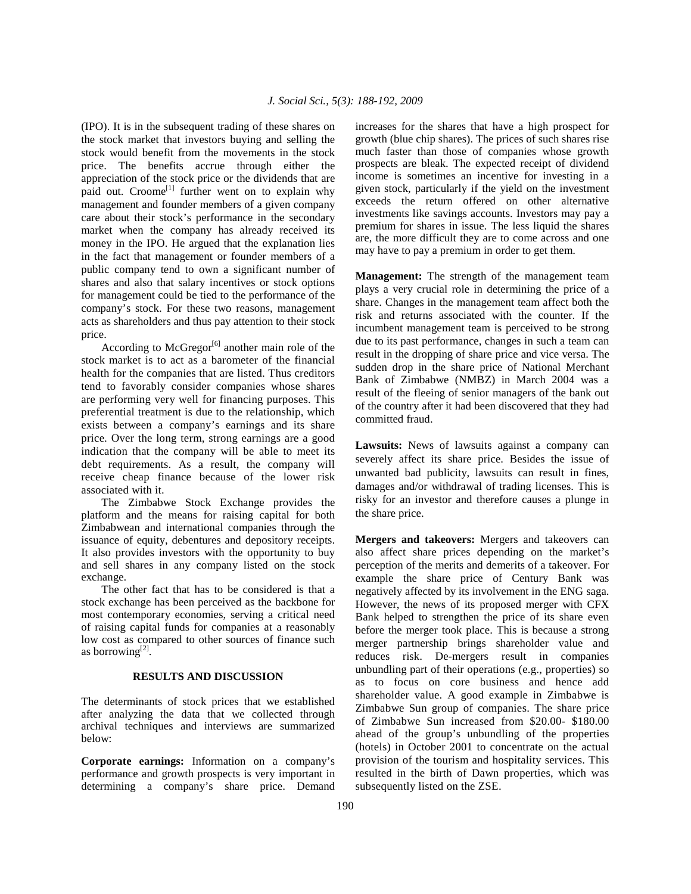(IPO). It is in the subsequent trading of these shares on the stock market that investors buying and selling the stock would benefit from the movements in the stock price. The benefits accrue through either the appreciation of the stock price or the dividends that are paid out. Croome[1] further went on to explain why management and founder members of a given company care about their stock's performance in the secondary market when the company has already received its money in the IPO. He argued that the explanation lies in the fact that management or founder members of a public company tend to own a significant number of shares and also that salary incentives or stock options for management could be tied to the performance of the company's stock. For these two reasons, management acts as shareholders and thus pay attention to their stock price.

According to McGregor[6] another main role of the stock market is to act as a barometer of the financial health for the companies that are listed. Thus creditors tend to favorably consider companies whose shares are performing very well for financing purposes. This preferential treatment is due to the relationship, which exists between a company's earnings and its share price. Over the long term, strong earnings are a good indication that the company will be able to meet its debt requirements. As a result, the company will receive cheap finance because of the lower risk associated with it.

The Zimbabwe Stock Exchange provides the platform and the means for raising capital for both Zimbabwean and international companies through the issuance of equity, debentures and depository receipts. It also provides investors with the opportunity to buy and sell shares in any company listed on the stock exchange.

The other fact that has to be considered is that a stock exchange has been perceived as the backbone for most contemporary economies, serving a critical need of raising capital funds for companies at a reasonably low cost as compared to other sources of finance such as borrowing[2].

## RESULTS AND DISCUSSION

The determinants of stock prices that we established after analyzing the data that we collected through archival techniques and interviews are summarized below:

**Corporate earnings:** Information on a company's performance and growth prospects is very important in determining a company's share price. Demand increases for the shares that have a high prospect for growth (blue chip shares). The prices of such shares rise much faster than those of companies whose growth prospects are bleak. The expected receipt of dividend income is sometimes an incentive for investing in a given stock, particularly if the yield on the investment exceeds the return offered on other alternative investments like savings accounts. Investors may pay a premium for shares in issue. The less liquid the shares are, the more difficult they are to come across and one may have to pay a premium in order to get them.

**Management:** The strength of the management team plays a very crucial role in determining the price of a share. Changes in the management team affect both the risk and returns associated with the counter. If the incumbent management team is perceived to be strong due to its past performance, changes in such a team can result in the dropping of share price and vice versa. The sudden drop in the share price of National Merchant Bank of Zimbabwe (NMBZ) in March 2004 was a result of the fleeing of senior managers of the bank out of the country after it had been discovered that they had committed fraud.

**Lawsuits:** News of lawsuits against a company can severely affect its share price. Besides the issue of unwanted bad publicity, lawsuits can result in fines, damages and/or withdrawal of trading licenses. This is risky for an investor and therefore causes a plunge in the share price.

**Mergers and takeovers:** Mergers and takeovers can also affect share prices depending on the market's perception of the merits and demerits of a takeover. For example the share price of Century Bank was negatively affected by its involvement in the ENG saga. However, the news of its proposed merger with CFX Bank helped to strengthen the price of its share even before the merger took place. This is because a strong merger partnership brings shareholder value and reduces risk. De-mergers result in companies unbundling part of their operations (e.g., properties) so as to focus on core business and hence add shareholder value. A good example in Zimbabwe is Zimbabwe Sun group of companies. The share price of Zimbabwe Sun increased from \$20.00- \$180.00 ahead of the group's unbundling of the properties (hotels) in October 2001 to concentrate on the actual provision of the tourism and hospitality services. This resulted in the birth of Dawn properties, which was subsequently listed on the ZSE.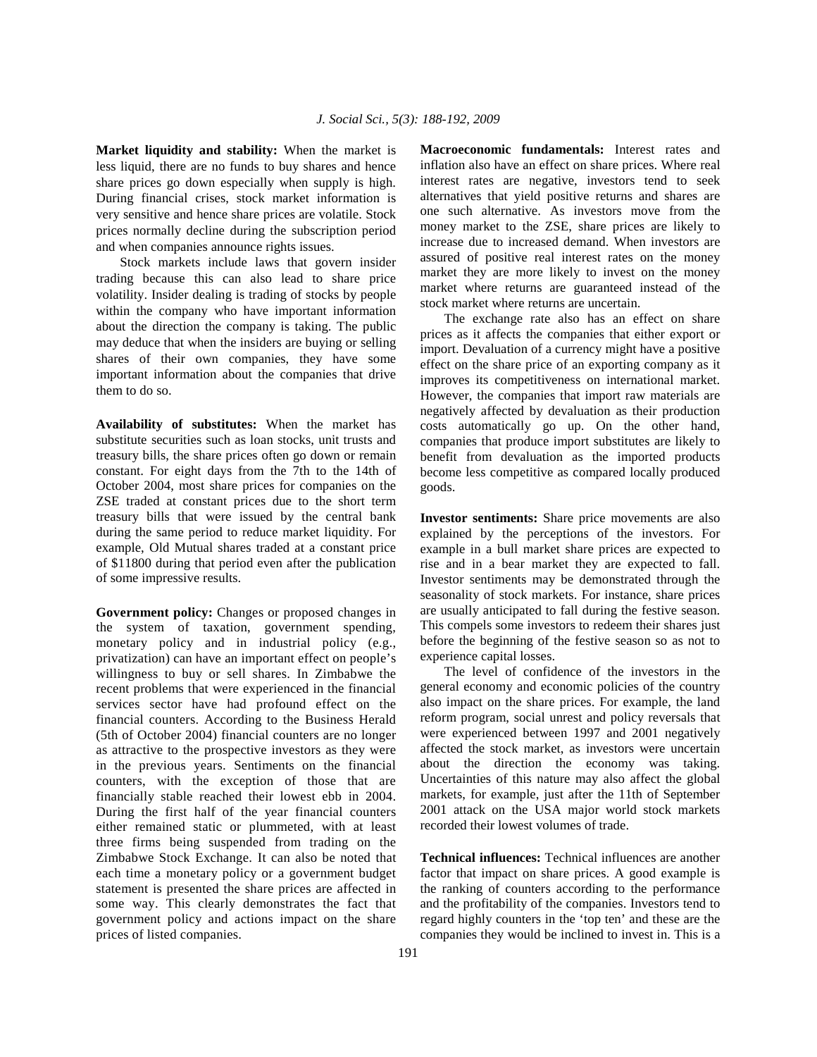**Market liquidity and stability:** When the market is less liquid, there are no funds to buy shares and hence share prices go down especially when supply is high. During financial crises, stock market information is very sensitive and hence share prices are volatile. Stock prices normally decline during the subscription period and when companies announce rights issues.

Stock markets include laws that govern insider trading because this can also lead to share price volatility. Insider dealing is trading of stocks by people within the company who have important information about the direction the company is taking. The public may deduce that when the insiders are buying or selling shares of their own companies, they have some important information about the companies that drive them to do so.

**Availability of substitutes:** When the market has substitute securities such as loan stocks, unit trusts and treasury bills, the share prices often go down or remain constant. For eight days from the 7th to the 14th of October 2004, most share prices for companies on the ZSE traded at constant prices due to the short term treasury bills that were issued by the central bank during the same period to reduce market liquidity. For example, Old Mutual shares traded at a constant price of $11800 during that period even after the publication of some impressive results.

**Government policy:** Changes or proposed changes in the system of taxation, government spending, monetary policy and in industrial policy (e.g., privatization) can have an important effect on people's willingness to buy or sell shares. In Zimbabwe the recent problems that were experienced in the financial services sector have had profound effect on the financial counters. According to the Business Herald (5th of October 2004) financial counters are no longer as attractive to the prospective investors as they were in the previous years. Sentiments on the financial counters, with the exception of those that are financially stable reached their lowest ebb in 2004. During the first half of the year financial counters either remained static or plummeted, with at least three firms being suspended from trading on the Zimbabwe Stock Exchange. It can also be noted that each time a monetary policy or a government budget statement is presented the share prices are affected in some way. This clearly demonstrates the fact that government policy and actions impact on the share prices of listed companies.

**Macroeconomic fundamentals:** Interest rates and inflation also have an effect on share prices. Where real interest rates are negative, investors tend to seek alternatives that yield positive returns and shares are one such alternative. As investors move from the money market to the ZSE, share prices are likely to increase due to increased demand. When investors are assured of positive real interest rates on the money market they are more likely to invest on the money market where returns are guaranteed instead of the stock market where returns are uncertain.

The exchange rate also has an effect on share prices as it affects the companies that either export or import. Devaluation of a currency might have a positive effect on the share price of an exporting company as it improves its competitiveness on international market. However, the companies that import raw materials are negatively affected by devaluation as their production costs automatically go up. On the other hand, companies that produce import substitutes are likely to benefit from devaluation as the imported products become less competitive as compared locally produced goods.

**Investor sentiments:** Share price movements are also explained by the perceptions of the investors. For example in a bull market share prices are expected to rise and in a bear market they are expected to fall. Investor sentiments may be demonstrated through the seasonality of stock markets. For instance, share prices are usually anticipated to fall during the festive season. This compels some investors to redeem their shares just before the beginning of the festive season so as not to experience capital losses.

The level of confidence of the investors in the general economy and economic policies of the country also impact on the share prices. For example, the land reform program, social unrest and policy reversals that were experienced between 1997 and 2001 negatively affected the stock market, as investors were uncertain about the direction the economy was taking. Uncertainties of this nature may also affect the global markets, for example, just after the 11th of September 2001 attack on the USA major world stock markets recorded their lowest volumes of trade.

**Technical influences:** Technical influences are another factor that impact on share prices. A good example is the ranking of counters according to the performance and the profitability of the companies. Investors tend to regard highly counters in the 'top ten' and these are the companies they would be inclined to invest in. This is a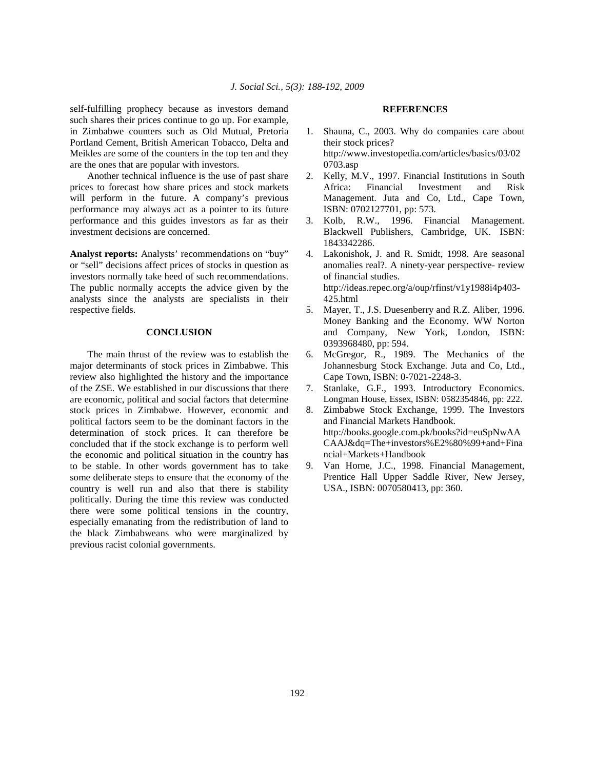self-fulfilling prophecy because as investors demand such shares their prices continue to go up. For example, in Zimbabwe counters such as Old Mutual, Pretoria Portland Cement, British American Tobacco, Delta and Meikles are some of the counters in the top ten and they are the ones that are popular with investors.

Another technical influence is the use of past share prices to forecast how share prices and stock markets will perform in the future. A company's previous performance may always act as a pointer to its future performance and this guides investors as far as their investment decisions are concerned.

**Analyst reports:** Analysts' recommendations on "buy" or "sell" decisions affect prices of stocks in question as investors normally take heed of such recommendations. The public normally accepts the advice given by the analysts since the analysts are specialists in their respective fields.

## CONCLUSION

The main thrust of the review was to establish the major determinants of stock prices in Zimbabwe. This review also highlighted the history and the importance of the ZSE. We established in our discussions that there are economic, political and social factors that determine stock prices in Zimbabwe. However, economic and political factors seem to be the dominant factors in the determination of stock prices. It can therefore be concluded that if the stock exchange is to perform well the economic and political situation in the country has to be stable. In other words government has to take some deliberate steps to ensure that the economy of the country is well run and also that there is stability politically. During the time this review was conducted there were some political tensions in the country, especially emanating from the redistribution of land to the black Zimbabweans who were marginalized by previous racist colonial governments.

## REFERENCES

1. Shauna, C., 2003. Why do companies care about their stock prices? http://www.investopedia.com/articles/basics/03/020703.asp
2. Kelly, M.V., 1997. Financial Institutions in South Africa: Financial Investment and Risk Management. Juta and Co, Ltd., Cape Town, ISBN: 0702127701, pp: 573.
3. Kolb, R.W., 1996. Financial Management. Blackwell Publishers, Cambridge, UK. ISBN: 1843342286.
4. Lakonishok, J. and R. Smidt, 1998. Are seasonal anomalies real?. A ninety-year perspective- review of financial studies. http://ideas.repec.org/a/oup/rfinst/v1y1988i4p403-425.html
5. Mayer, T., J.S. Duesenberry and R.Z. Aliber, 1996. Money Banking and the Economy. WW Norton and Company, New York, London, ISBN: 0393968480, pp: 594.
6. McGregor, R., 1989. The Mechanics of the Johannesburg Stock Exchange. Juta and Co, Ltd., Cape Town, ISBN: 0-7021-2248-3.
7. Stanlake, G.F., 1993. Introductory Economics. Longman House, Essex, ISBN: 0582354846, pp: 222.
8. Zimbabwe Stock Exchange, 1999. The Investors and Financial Markets Handbook. http://books.google.com.pk/books?id=euSpNwAACAAJ&dq=The+investors%E2%80%99+and+Financial+Markets+Handbook
9. Van Horne, J.C., 1998. Financial Management, Prentice Hall Upper Saddle River, New Jersey, USA., ISBN: 0070580413, pp: 360.